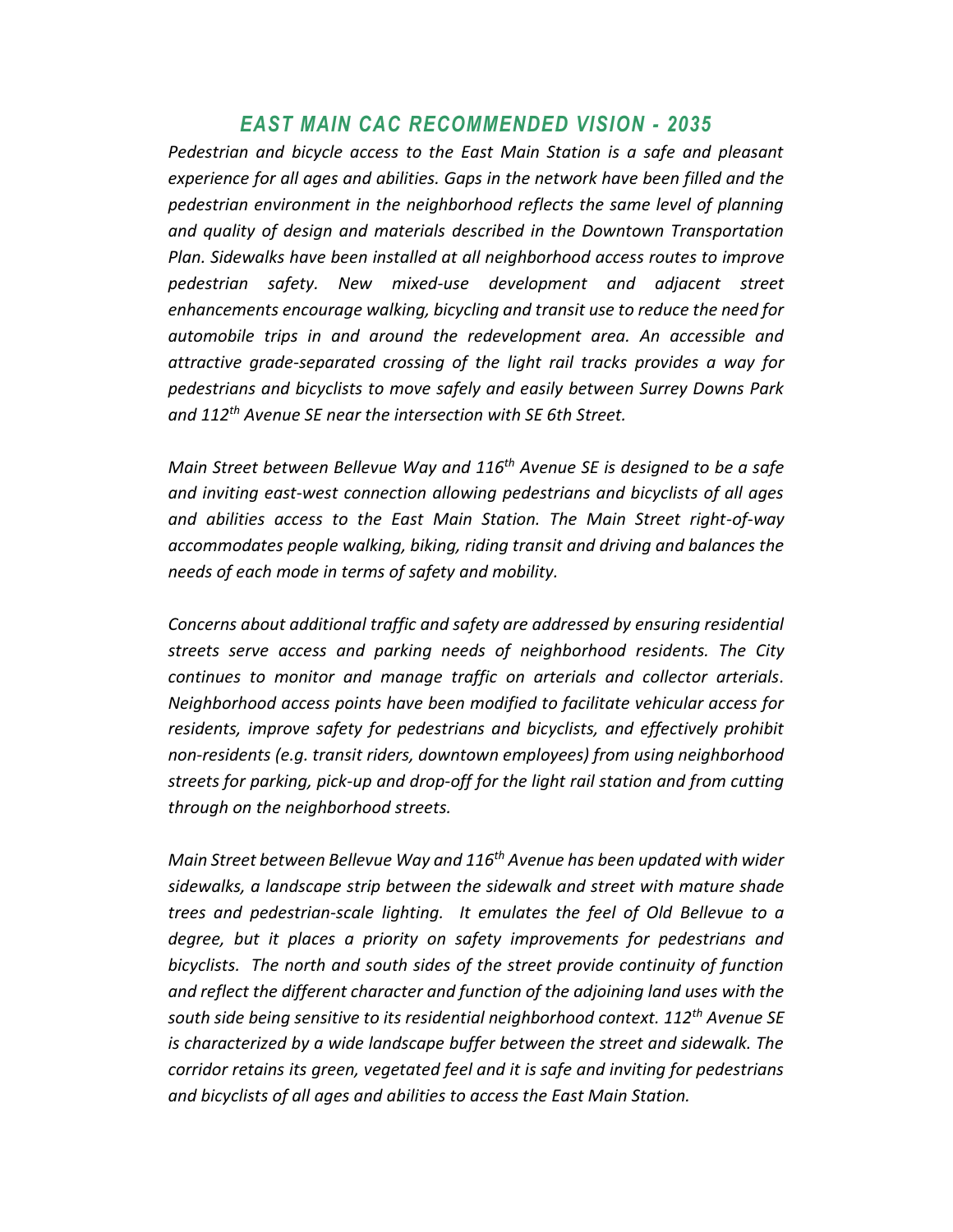# *EAST MAIN CAC RECOMMENDED VISION - 2035*

*Pedestrian and bicycle access to the East Main Station is a safe and pleasant experience for all ages and abilities. Gaps in the network have been filled and the pedestrian environment in the neighborhood reflects the same level of planning and quality of design and materials described in the Downtown Transportation Plan. Sidewalks have been installed at all neighborhood access routes to improve pedestrian safety. New mixed-use development and adjacent street enhancements encourage walking, bicycling and transit use to reduce the need for automobile trips in and around the redevelopment area. An accessible and attractive grade-separated crossing of the light rail tracks provides a way for pedestrians and bicyclists to move safely and easily between Surrey Downs Park and 112th Avenue SE near the intersection with SE 6th Street.*

*Main Street between Bellevue Way and 116th Avenue SE is designed to be a safe and inviting east-west connection allowing pedestrians and bicyclists of all ages and abilities access to the East Main Station. The Main Street right-of-way accommodates people walking, biking, riding transit and driving and balances the needs of each mode in terms of safety and mobility.*

*Concerns about additional traffic and safety are addressed by ensuring residential streets serve access and parking needs of neighborhood residents. The City continues to monitor and manage traffic on arterials and collector arterials. Neighborhood access points have been modified to facilitate vehicular access for residents, improve safety for pedestrians and bicyclists, and effectively prohibit non-residents (e.g. transit riders, downtown employees) from using neighborhood streets for parking, pick-up and drop-off for the light rail station and from cutting through on the neighborhood streets.*

*Main Street between Bellevue Way and 116th Avenue has been updated with wider sidewalks, a landscape strip between the sidewalk and street with mature shade trees and pedestrian-scale lighting. It emulates the feel of Old Bellevue to a degree, but it places a priority on safety improvements for pedestrians and bicyclists. The north and south sides of the street provide continuity of function and reflect the different character and function of the adjoining land uses with the south side being sensitive to its residential neighborhood context. 112th Avenue SE is characterized by a wide landscape buffer between the street and sidewalk. The corridor retains its green, vegetated feel and it is safe and inviting for pedestrians and bicyclists of all ages and abilities to access the East Main Station.*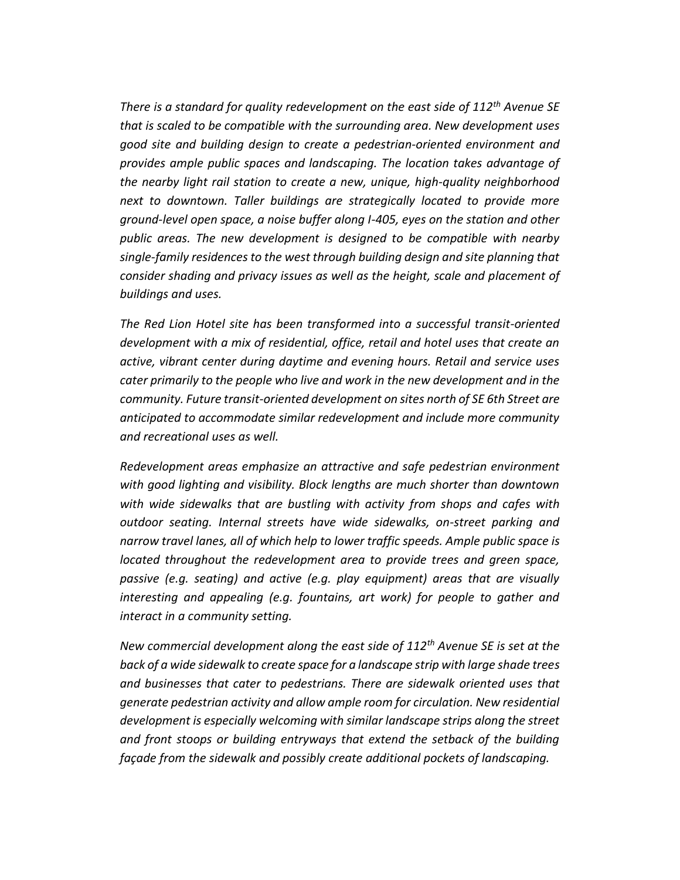*There is a standard for quality redevelopment on the east side of 112th Avenue SE that is scaled to be compatible with the surrounding area. New development uses good site and building design to create a pedestrian-oriented environment and provides ample public spaces and landscaping. The location takes advantage of the nearby light rail station to create a new, unique, high-quality neighborhood next to downtown. Taller buildings are strategically located to provide more ground-level open space, a noise buffer along I-405, eyes on the station and other public areas. The new development is designed to be compatible with nearby single-family residences to the west through building design and site planning that consider shading and privacy issues as well as the height, scale and placement of buildings and uses.*

*The Red Lion Hotel site has been transformed into a successful transit-oriented development with a mix of residential, office, retail and hotel uses that create an active, vibrant center during daytime and evening hours. Retail and service uses cater primarily to the people who live and work in the new development and in the community. Future transit-oriented development on sites north of SE 6th Street are anticipated to accommodate similar redevelopment and include more community and recreational uses as well.*

*Redevelopment areas emphasize an attractive and safe pedestrian environment with good lighting and visibility. Block lengths are much shorter than downtown with wide sidewalks that are bustling with activity from shops and cafes with outdoor seating. Internal streets have wide sidewalks, on-street parking and narrow travel lanes, all of which help to lower traffic speeds. Ample public space is located throughout the redevelopment area to provide trees and green space, passive (e.g. seating) and active (e.g. play equipment) areas that are visually interesting and appealing (e.g. fountains, art work) for people to gather and interact in a community setting.*

*New commercial development along the east side of 112th Avenue SE is set at the back of a wide sidewalk to create space for a landscape strip with large shade trees and businesses that cater to pedestrians. There are sidewalk oriented uses that generate pedestrian activity and allow ample room for circulation. New residential development is especially welcoming with similar landscape strips along the street and front stoops or building entryways that extend the setback of the building façade from the sidewalk and possibly create additional pockets of landscaping.*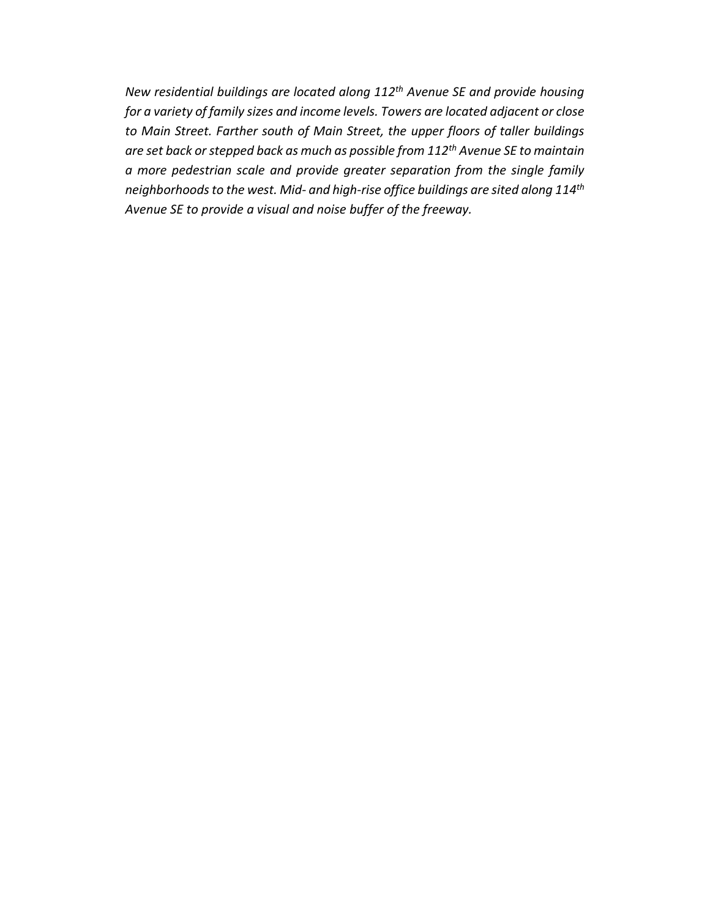*New residential buildings are located along 112th Avenue SE and provide housing for a variety of family sizes and income levels. Towers are located adjacent or close to Main Street. Farther south of Main Street, the upper floors of taller buildings are set back or stepped back as much as possible from 112th Avenue SE to maintain a more pedestrian scale and provide greater separation from the single family neighborhoods to the west. Mid- and high-rise office buildings are sited along 114th Avenue SE to provide a visual and noise buffer of the freeway.*